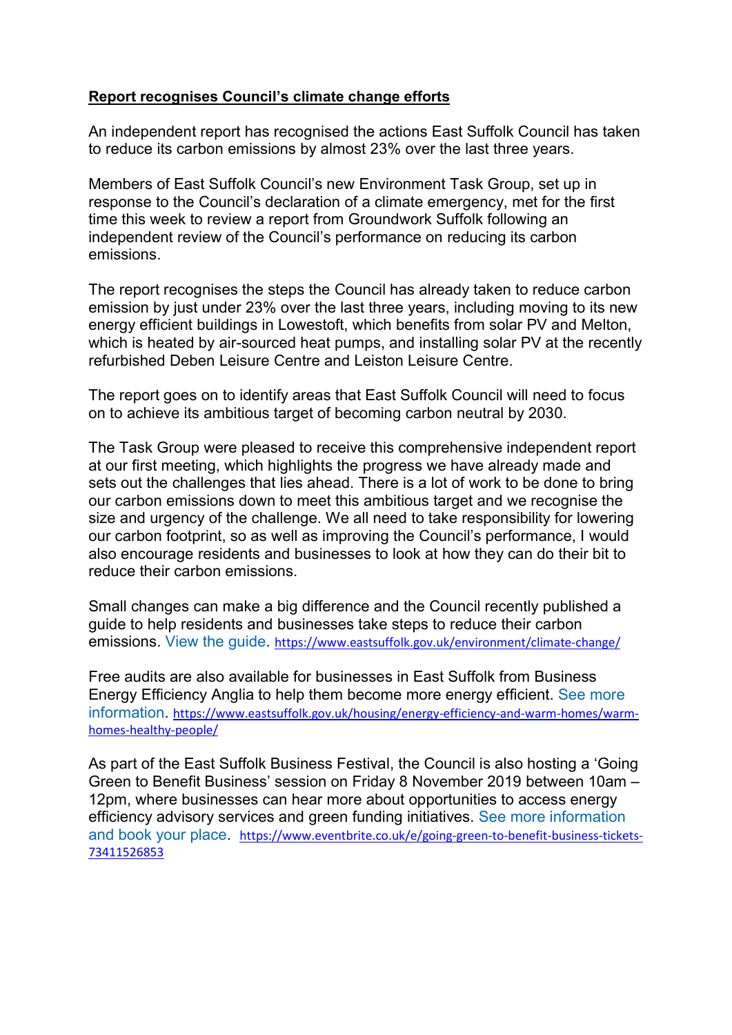**Report recognises Council's climate change efforts**

An independent report has recognised the actions East Suffolk Council has taken to reduce its carbon emissions by almost 23% over the last three years.

Members of East Suffolk Council's new Environment Task Group, set up in response to the Council's declaration of a climate emergency, met for the first time this week to review a report from Groundwork Suffolk following an independent review of the Council's performance on reducing its carbon emissions.

The report recognises the steps the Council has already taken to reduce carbon emission by just under 23% over the last three years, including moving to its new energy efficient buildings in Lowestoft, which benefits from solar PV and Melton, which is heated by air-sourced heat pumps, and installing solar PV at the recently refurbished Deben Leisure Centre and Leiston Leisure Centre.

The report goes on to identify areas that East Suffolk Council will need to focus on to achieve its ambitious target of becoming carbon neutral by 2030.

The Task Group were pleased to receive this comprehensive independent report at our first meeting, which highlights the progress we have already made and sets out the challenges that lies ahead. There is a lot of work to be done to bring our carbon emissions down to meet this ambitious target and we recognise the size and urgency of the challenge. We all need to take responsibility for lowering our carbon footprint, so as well as improving the Council's performance, I would also encourage residents and businesses to look at how they can do their bit to reduce their carbon emissions.

Small changes can make a big difference and the Council recently published a guide to help residents and businesses take steps to reduce their carbon emissions. View the guide. https://www.eastsuffolk.gov.uk/environment/climate-change/

Free audits are also available for businesses in East Suffolk from Business Energy Efficiency Anglia to help them become more energy efficient. See more information. https://www.eastsuffolk.gov.uk/housing/energy-efficiency-and-warm-homes/warm-homes-healthy-people/

As part of the East Suffolk Business Festival, the Council is also hosting a 'Going Green to Benefit Business' session on Friday 8 November 2019 between 10am – 12pm, where businesses can hear more about opportunities to access energy efficiency advisory services and green funding initiatives. See more information and book your place. https://www.eventbrite.co.uk/e/going-green-to-benefit-business-tickets-73411526853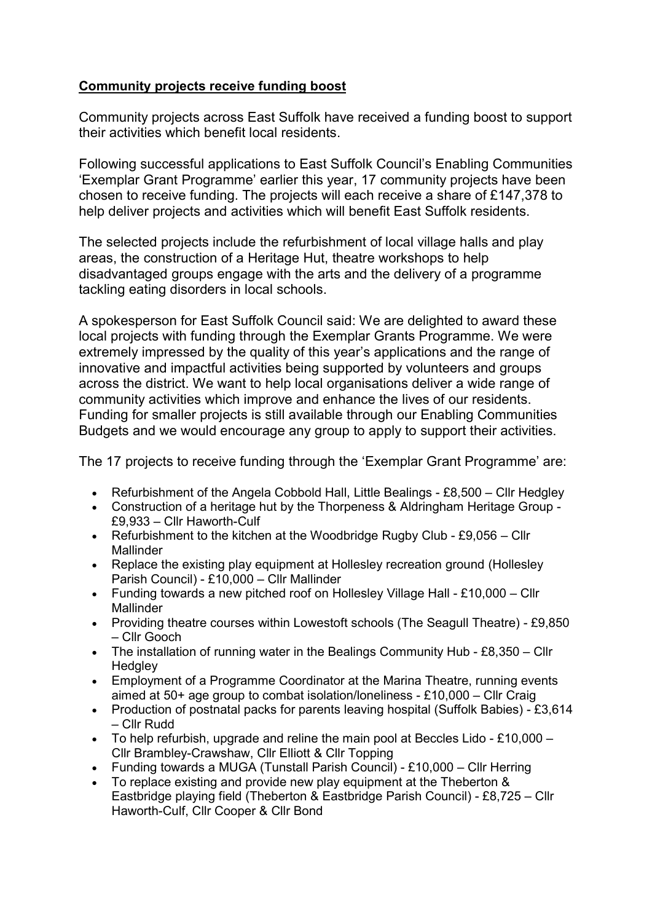**Community projects receive funding boost**

Community projects across East Suffolk have received a funding boost to support their activities which benefit local residents.

Following successful applications to East Suffolk Council's Enabling Communities 'Exemplar Grant Programme' earlier this year, 17 community projects have been chosen to receive funding. The projects will each receive a share of £147,378 to help deliver projects and activities which will benefit East Suffolk residents.

The selected projects include the refurbishment of local village halls and play areas, the construction of a Heritage Hut, theatre workshops to help disadvantaged groups engage with the arts and the delivery of a programme tackling eating disorders in local schools.

A spokesperson for East Suffolk Council said: We are delighted to award these local projects with funding through the Exemplar Grants Programme. We were extremely impressed by the quality of this year's applications and the range of innovative and impactful activities being supported by volunteers and groups across the district. We want to help local organisations deliver a wide range of community activities which improve and enhance the lives of our residents. Funding for smaller projects is still available through our Enabling Communities Budgets and we would encourage any group to apply to support their activities.

The 17 projects to receive funding through the 'Exemplar Grant Programme' are:

- Refurbishment of the Angela Cobbold Hall, Little Bealings - £8,500 – Cllr Hedgley
- Construction of a heritage hut by the Thorpeness & Aldringham Heritage Group - £9,933 – Cllr Haworth-Culf
- Refurbishment to the kitchen at the Woodbridge Rugby Club - £9,056 – Cllr Mallinder
- Replace the existing play equipment at Hollesley recreation ground (Hollesley Parish Council) - £10,000 – Cllr Mallinder
- Funding towards a new pitched roof on Hollesley Village Hall - £10,000 – Cllr Mallinder
- Providing theatre courses within Lowestoft schools (The Seagull Theatre) - £9,850 – Cllr Gooch
- The installation of running water in the Bealings Community Hub - £8,350 – Cllr Hedgley
- Employment of a Programme Coordinator at the Marina Theatre, running events aimed at 50+ age group to combat isolation/loneliness - £10,000 – Cllr Craig
- Production of postnatal packs for parents leaving hospital (Suffolk Babies) - £3,614 – Cllr Rudd
- To help refurbish, upgrade and reline the main pool at Beccles Lido - £10,000 – Cllr Brambley-Crawshaw, Cllr Elliott & Cllr Topping
- Funding towards a MUGA (Tunstall Parish Council) - £10,000 – Cllr Herring
- To replace existing and provide new play equipment at the Theberton & Eastbridge playing field (Theberton & Eastbridge Parish Council) - £8,725 – Cllr Haworth-Culf, Cllr Cooper & Cllr Bond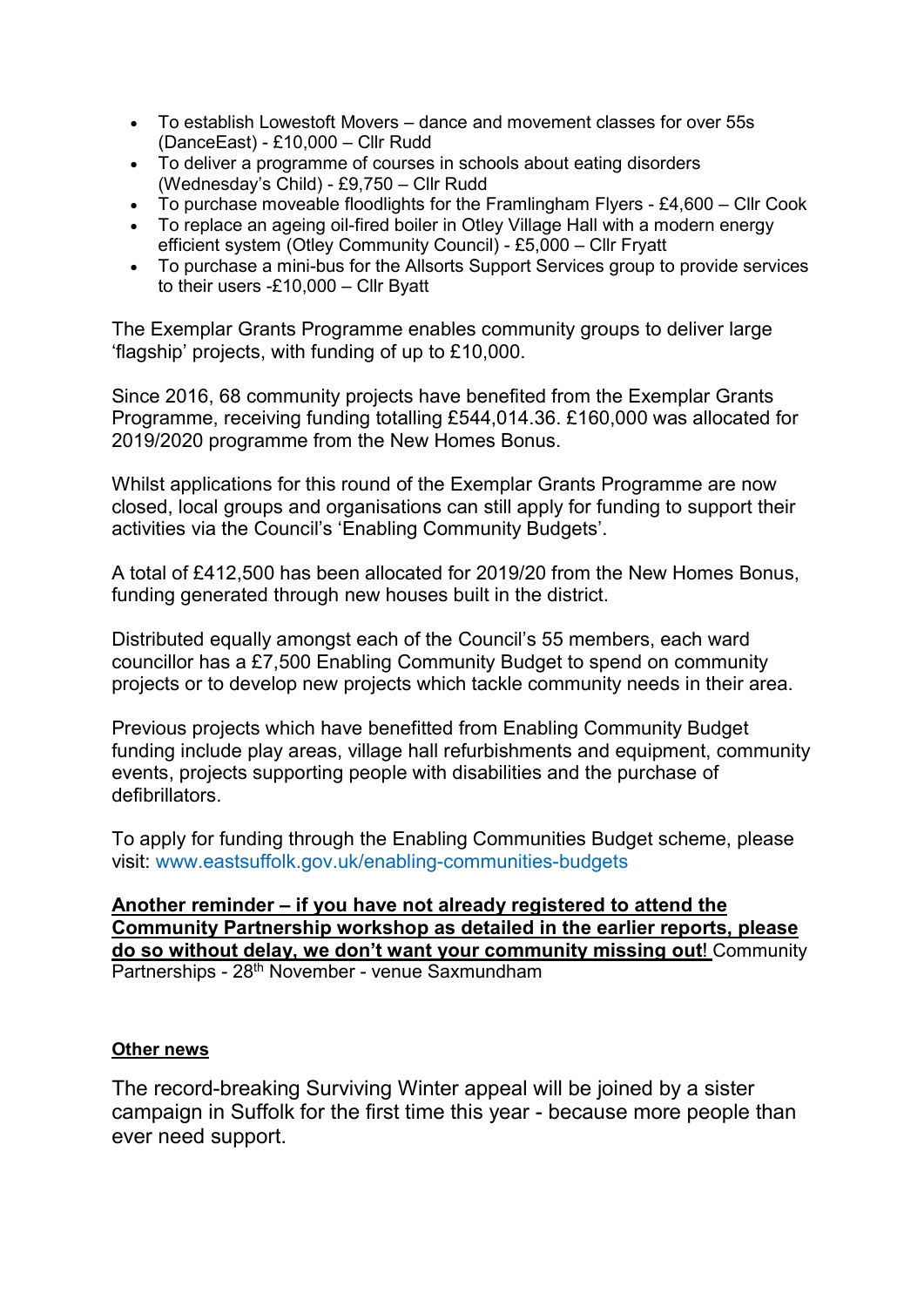- To establish Lowestoft Movers – dance and movement classes for over 55s (DanceEast) - £10,000 – Cllr Rudd
- To deliver a programme of courses in schools about eating disorders (Wednesday's Child) - £9,750 – Cllr Rudd
- To purchase moveable floodlights for the Framlingham Flyers - £4,600 – Cllr Cook
- To replace an ageing oil-fired boiler in Otley Village Hall with a modern energy efficient system (Otley Community Council) - £5,000 – Cllr Fryatt
- To purchase a mini-bus for the Allsorts Support Services group to provide services to their users -£10,000 – Cllr Byatt

The Exemplar Grants Programme enables community groups to deliver large 'flagship' projects, with funding of up to £10,000.

Since 2016, 68 community projects have benefited from the Exemplar Grants Programme, receiving funding totalling £544,014.36. £160,000 was allocated for 2019/2020 programme from the New Homes Bonus.

Whilst applications for this round of the Exemplar Grants Programme are now closed, local groups and organisations can still apply for funding to support their activities via the Council's 'Enabling Community Budgets'.

A total of £412,500 has been allocated for 2019/20 from the New Homes Bonus, funding generated through new houses built in the district.

Distributed equally amongst each of the Council's 55 members, each ward councillor has a £7,500 Enabling Community Budget to spend on community projects or to develop new projects which tackle community needs in their area.

Previous projects which have benefitted from Enabling Community Budget funding include play areas, village hall refurbishments and equipment, community events, projects supporting people with disabilities and the purchase of defibrillators.

To apply for funding through the Enabling Communities Budget scheme, please visit: www.eastsuffolk.gov.uk/enabling-communities-budgets

**Another reminder – if you have not already registered to attend the Community Partnership workshop as detailed in the earlier reports, please do so without delay, we don't want your community missing out!** Community Partnerships - 28th November - venue Saxmundham

**Other news**

The record-breaking Surviving Winter appeal will be joined by a sister campaign in Suffolk for the first time this year - because more people than ever need support.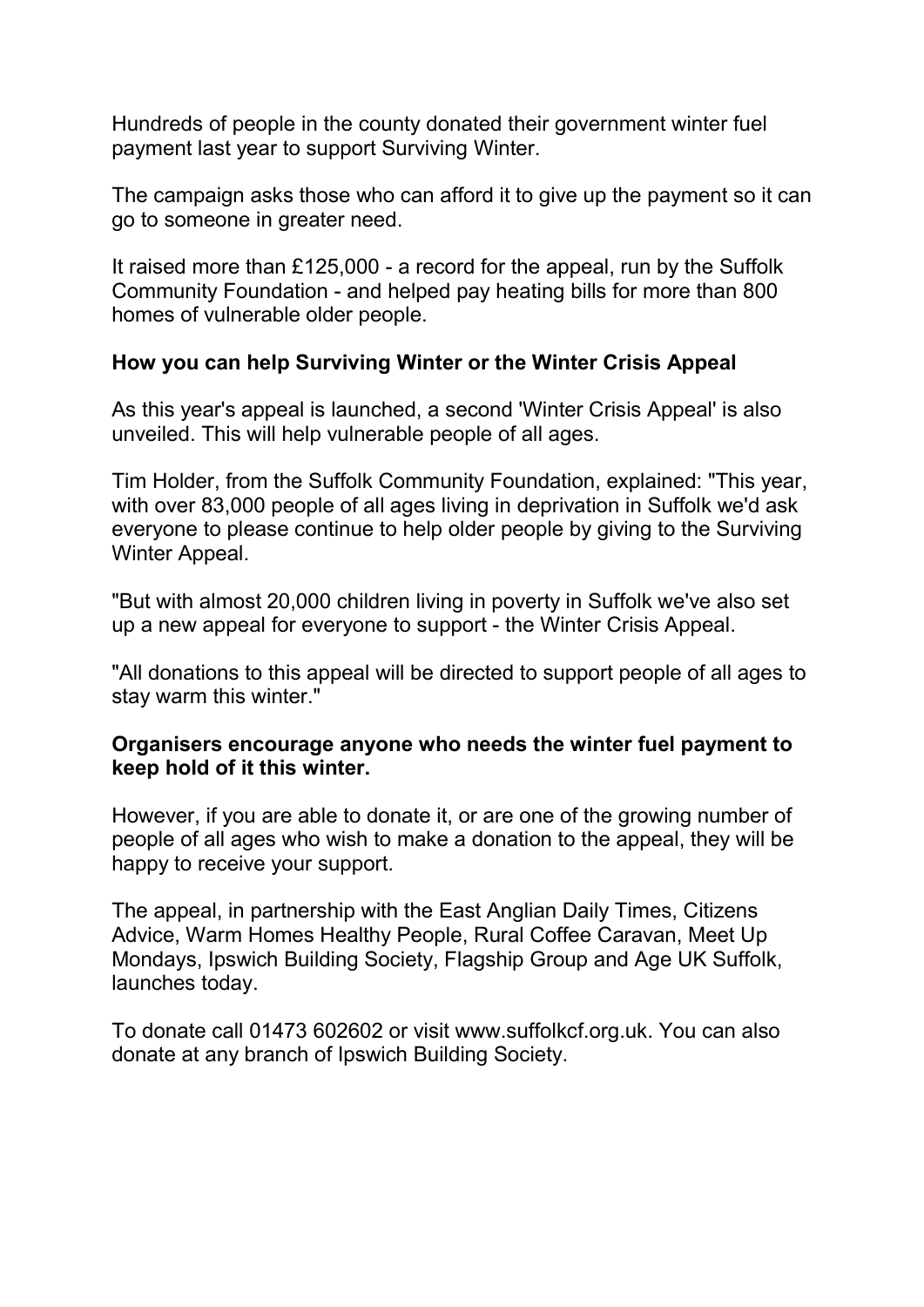Hundreds of people in the county donated their government winter fuel payment last year to support Surviving Winter.

The campaign asks those who can afford it to give up the payment so it can go to someone in greater need.

It raised more than £125,000 - a record for the appeal, run by the Suffolk Community Foundation - and helped pay heating bills for more than 800 homes of vulnerable older people.

**How you can help Surviving Winter or the Winter Crisis Appeal**

As this year's appeal is launched, a second 'Winter Crisis Appeal' is also unveiled. This will help vulnerable people of all ages.

Tim Holder, from the Suffolk Community Foundation, explained: "This year, with over 83,000 people of all ages living in deprivation in Suffolk we'd ask everyone to please continue to help older people by giving to the Surviving Winter Appeal.

"But with almost 20,000 children living in poverty in Suffolk we've also set up a new appeal for everyone to support - the Winter Crisis Appeal.

"All donations to this appeal will be directed to support people of all ages to stay warm this winter."

**Organisers encourage anyone who needs the winter fuel payment to keep hold of it this winter.**

However, if you are able to donate it, or are one of the growing number of people of all ages who wish to make a donation to the appeal, they will be happy to receive your support.

The appeal, in partnership with the East Anglian Daily Times, Citizens Advice, Warm Homes Healthy People, Rural Coffee Caravan, Meet Up Mondays, Ipswich Building Society, Flagship Group and Age UK Suffolk, launches today.

To donate call 01473 602602 or visit www.suffolkcf.org.uk. You can also donate at any branch of Ipswich Building Society.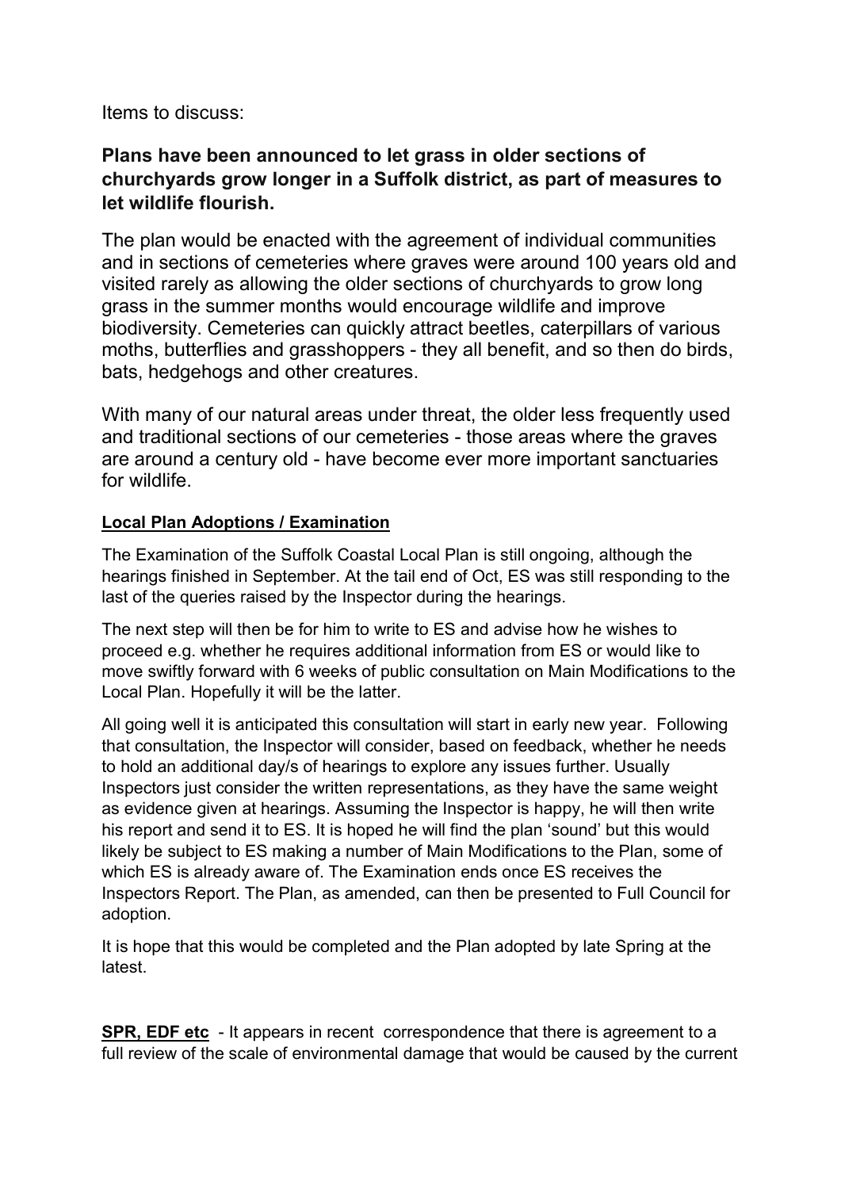Items to discuss:

**Plans have been announced to let grass in older sections of churchyards grow longer in a Suffolk district, as part of measures to let wildlife flourish.**

The plan would be enacted with the agreement of individual communities and in sections of cemeteries where graves were around 100 years old and visited rarely as allowing the older sections of churchyards to grow long grass in the summer months would encourage wildlife and improve biodiversity. Cemeteries can quickly attract beetles, caterpillars of various moths, butterflies and grasshoppers - they all benefit, and so then do birds, bats, hedgehogs and other creatures.

With many of our natural areas under threat, the older less frequently used and traditional sections of our cemeteries - those areas where the graves are around a century old - have become ever more important sanctuaries for wildlife.

**Local Plan Adoptions / Examination**

The Examination of the Suffolk Coastal Local Plan is still ongoing, although the hearings finished in September. At the tail end of Oct, ES was still responding to the last of the queries raised by the Inspector during the hearings.

The next step will then be for him to write to ES and advise how he wishes to proceed e.g. whether he requires additional information from ES or would like to move swiftly forward with 6 weeks of public consultation on Main Modifications to the Local Plan. Hopefully it will be the latter.

All going well it is anticipated this consultation will start in early new year. Following that consultation, the Inspector will consider, based on feedback, whether he needs to hold an additional day/s of hearings to explore any issues further. Usually Inspectors just consider the written representations, as they have the same weight as evidence given at hearings. Assuming the Inspector is happy, he will then write his report and send it to ES. It is hoped he will find the plan 'sound' but this would likely be subject to ES making a number of Main Modifications to the Plan, some of which ES is already aware of. The Examination ends once ES receives the Inspectors Report. The Plan, as amended, can then be presented to Full Council for adoption.

It is hope that this would be completed and the Plan adopted by late Spring at the latest.

**SPR, EDF etc** - It appears in recent correspondence that there is agreement to a full review of the scale of environmental damage that would be caused by the current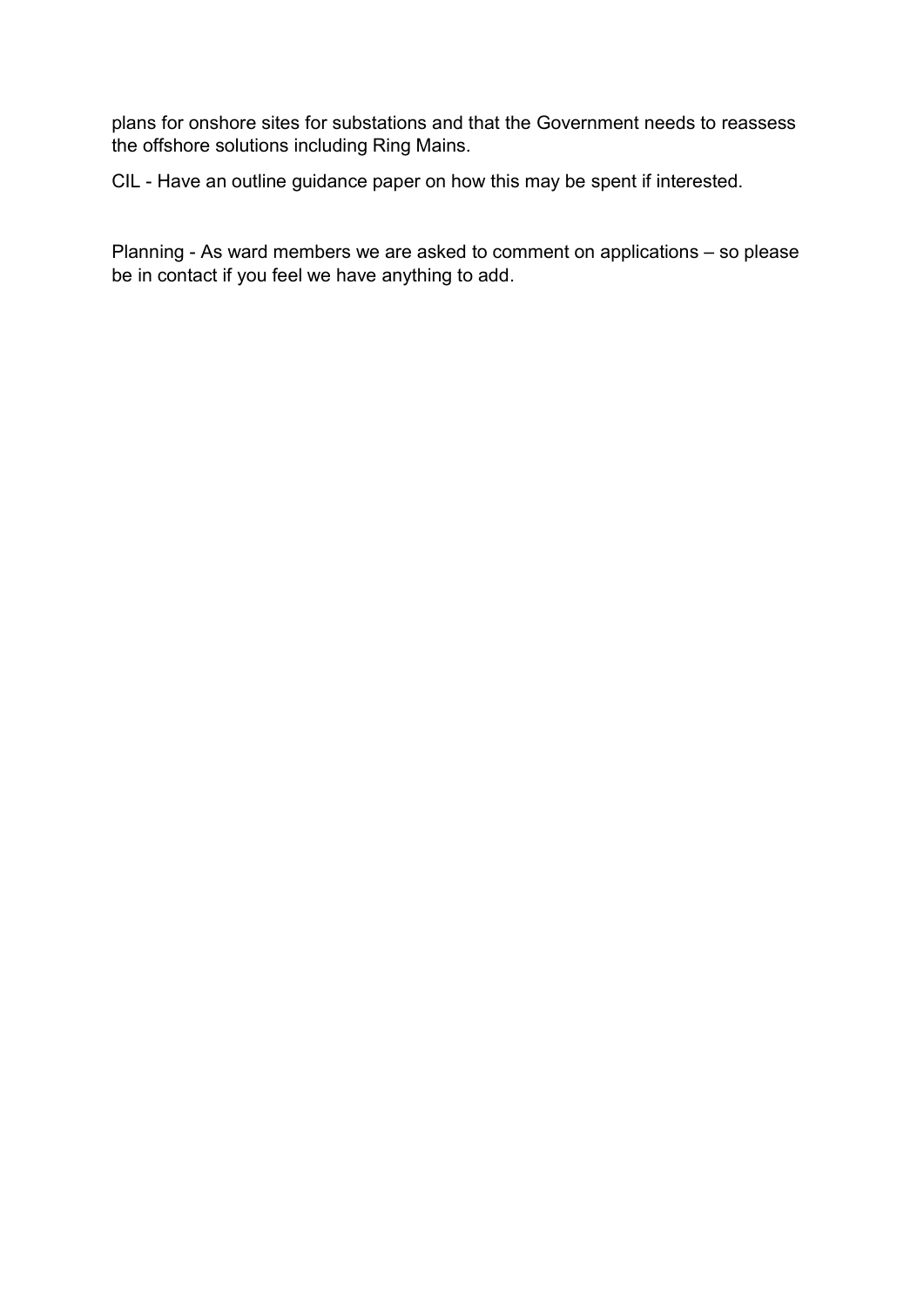plans for onshore sites for substations and that the Government needs to reassess the offshore solutions including Ring Mains.

CIL - Have an outline guidance paper on how this may be spent if interested.

Planning - As ward members we are asked to comment on applications – so please be in contact if you feel we have anything to add.